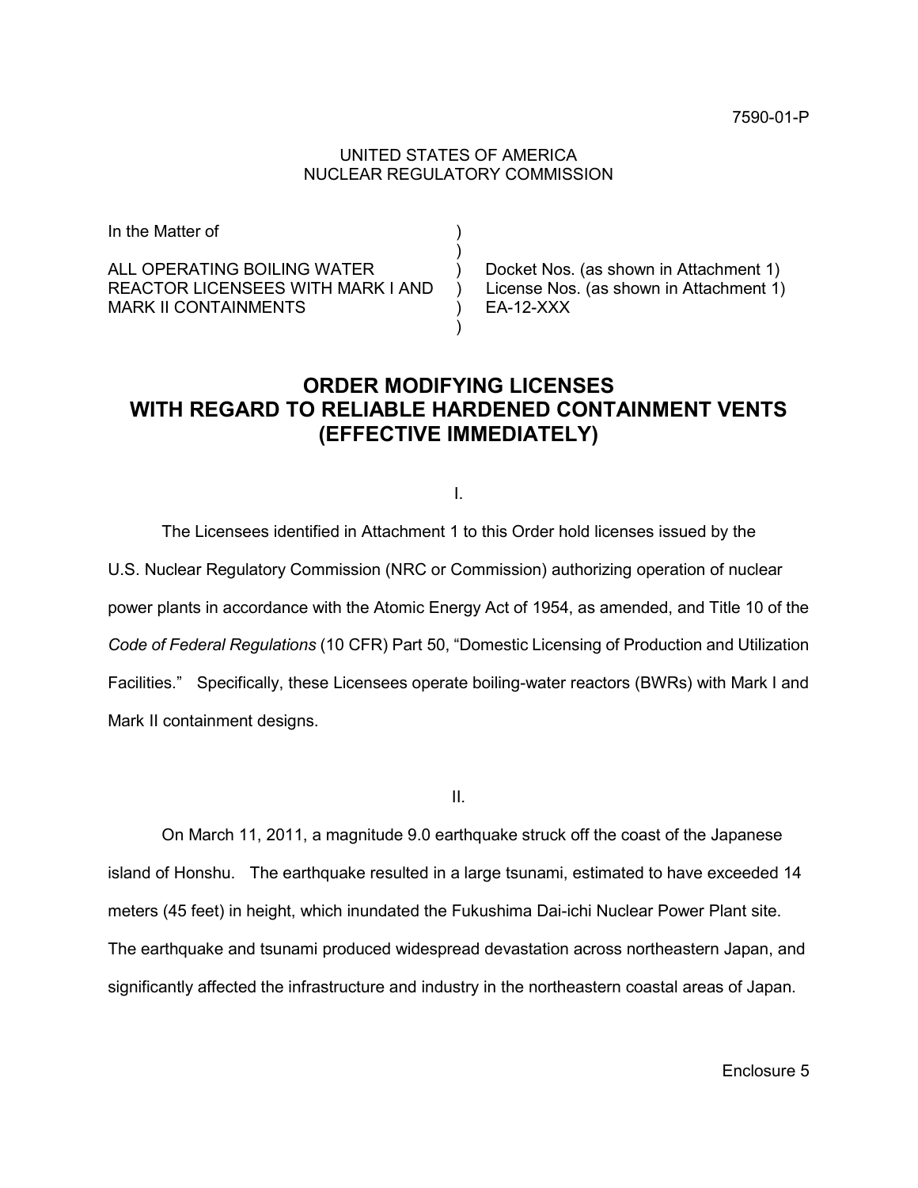7590-01-P

UNITED STATES OF AMERICA
NUCLEAR REGULATORY COMMISSION

In the Matter of

ALL OPERATING BOILING WATER REACTOR LICENSEES WITH MARK I AND MARK II CONTAINMENTS

Docket Nos. (as shown in Attachment 1)
License Nos. (as shown in Attachment 1)
EA-12-XXX

# ORDER MODIFYING LICENSES WITH REGARD TO RELIABLE HARDENED CONTAINMENT VENTS (EFFECTIVE IMMEDIATELY)

I.

The Licensees identified in Attachment 1 to this Order hold licenses issued by the U.S. Nuclear Regulatory Commission (NRC or Commission) authorizing operation of nuclear power plants in accordance with the Atomic Energy Act of 1954, as amended, and Title 10 of the *Code of Federal Regulations* (10 CFR) Part 50, "Domestic Licensing of Production and Utilization Facilities." Specifically, these Licensees operate boiling-water reactors (BWRs) with Mark I and Mark II containment designs.

II.

On March 11, 2011, a magnitude 9.0 earthquake struck off the coast of the Japanese island of Honshu. The earthquake resulted in a large tsunami, estimated to have exceeded 14 meters (45 feet) in height, which inundated the Fukushima Dai-ichi Nuclear Power Plant site. The earthquake and tsunami produced widespread devastation across northeastern Japan, and significantly affected the infrastructure and industry in the northeastern coastal areas of Japan.

Enclosure 5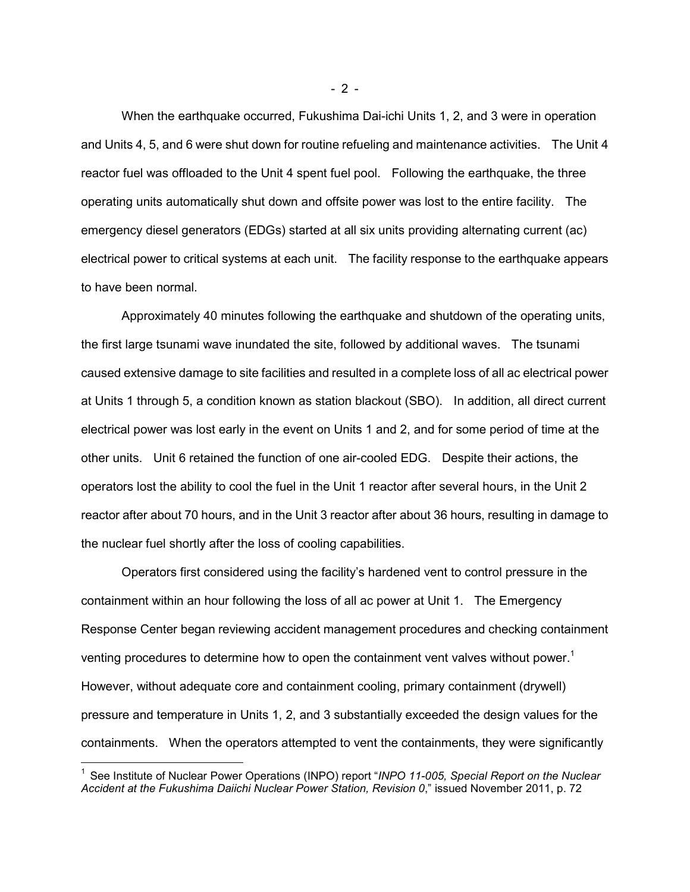When the earthquake occurred, Fukushima Dai-ichi Units 1, 2, and 3 were in operation and Units 4, 5, and 6 were shut down for routine refueling and maintenance activities. The Unit 4 reactor fuel was offloaded to the Unit 4 spent fuel pool. Following the earthquake, the three operating units automatically shut down and offsite power was lost to the entire facility. The emergency diesel generators (EDGs) started at all six units providing alternating current (ac) electrical power to critical systems at each unit. The facility response to the earthquake appears to have been normal.

Approximately 40 minutes following the earthquake and shutdown of the operating units, the first large tsunami wave inundated the site, followed by additional waves. The tsunami caused extensive damage to site facilities and resulted in a complete loss of all ac electrical power at Units 1 through 5, a condition known as station blackout (SBO). In addition, all direct current electrical power was lost early in the event on Units 1 and 2, and for some period of time at the other units. Unit 6 retained the function of one air-cooled EDG. Despite their actions, the operators lost the ability to cool the fuel in the Unit 1 reactor after several hours, in the Unit 2 reactor after about 70 hours, and in the Unit 3 reactor after about 36 hours, resulting in damage to the nuclear fuel shortly after the loss of cooling capabilities.

Operators first considered using the facility's hardened vent to control pressure in the containment within an hour following the loss of all ac power at Unit 1. The Emergency Response Center began reviewing accident management procedures and checking containment venting procedures to determine how to open the containment vent valves without power.[1] However, without adequate core and containment cooling, primary containment (drywell) pressure and temperature in Units 1, 2, and 3 substantially exceeded the design values for the containments. When the operators attempted to vent the containments, they were significantly

[1] See Institute of Nuclear Power Operations (INPO) report "*INPO 11-005, Special Report on the Nuclear Accident at the Fukushima Daiichi Nuclear Power Station, Revision 0*," issued November 2011, p. 72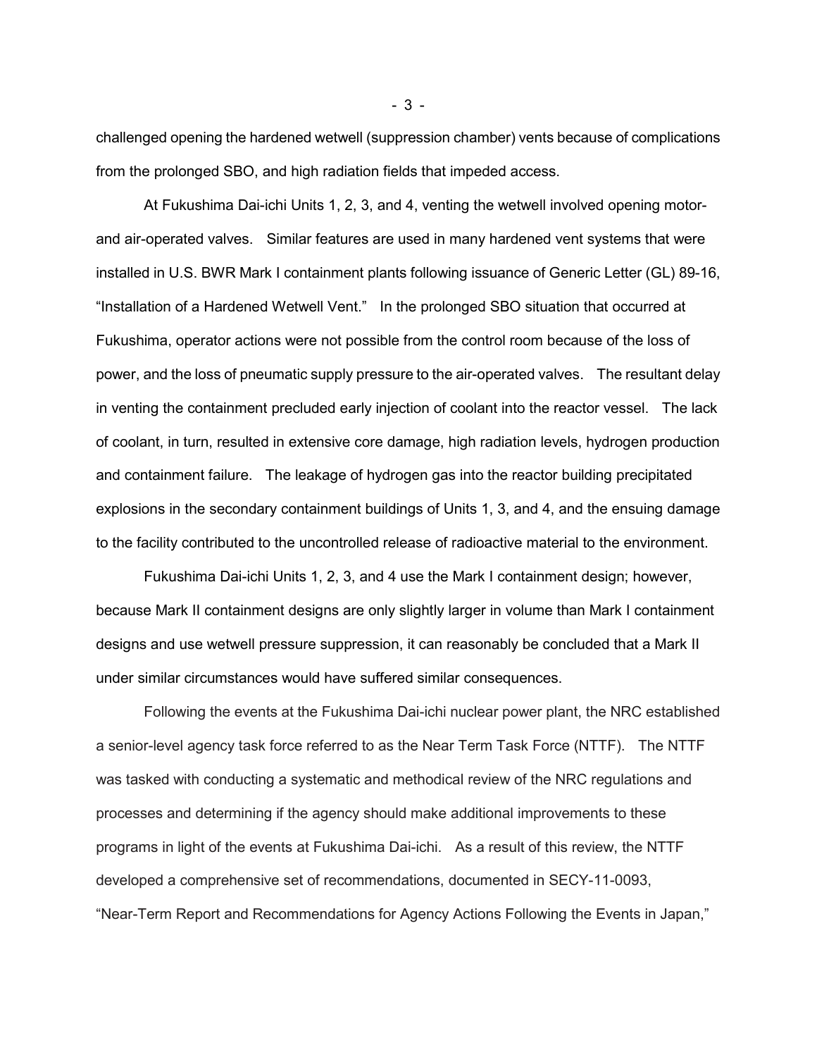challenged opening the hardened wetwell (suppression chamber) vents because of complications from the prolonged SBO, and high radiation fields that impeded access.

At Fukushima Dai-ichi Units 1, 2, 3, and 4, venting the wetwell involved opening motor- and air-operated valves. Similar features are used in many hardened vent systems that were installed in U.S. BWR Mark I containment plants following issuance of Generic Letter (GL) 89-16, "Installation of a Hardened Wetwell Vent." In the prolonged SBO situation that occurred at Fukushima, operator actions were not possible from the control room because of the loss of power, and the loss of pneumatic supply pressure to the air-operated valves. The resultant delay in venting the containment precluded early injection of coolant into the reactor vessel. The lack of coolant, in turn, resulted in extensive core damage, high radiation levels, hydrogen production and containment failure. The leakage of hydrogen gas into the reactor building precipitated explosions in the secondary containment buildings of Units 1, 3, and 4, and the ensuing damage to the facility contributed to the uncontrolled release of radioactive material to the environment.

Fukushima Dai-ichi Units 1, 2, 3, and 4 use the Mark I containment design; however, because Mark II containment designs are only slightly larger in volume than Mark I containment designs and use wetwell pressure suppression, it can reasonably be concluded that a Mark II under similar circumstances would have suffered similar consequences.

Following the events at the Fukushima Dai-ichi nuclear power plant, the NRC established a senior-level agency task force referred to as the Near Term Task Force (NTTF). The NTTF was tasked with conducting a systematic and methodical review of the NRC regulations and processes and determining if the agency should make additional improvements to these programs in light of the events at Fukushima Dai-ichi. As a result of this review, the NTTF developed a comprehensive set of recommendations, documented in SECY-11-0093, "Near-Term Report and Recommendations for Agency Actions Following the Events in Japan,"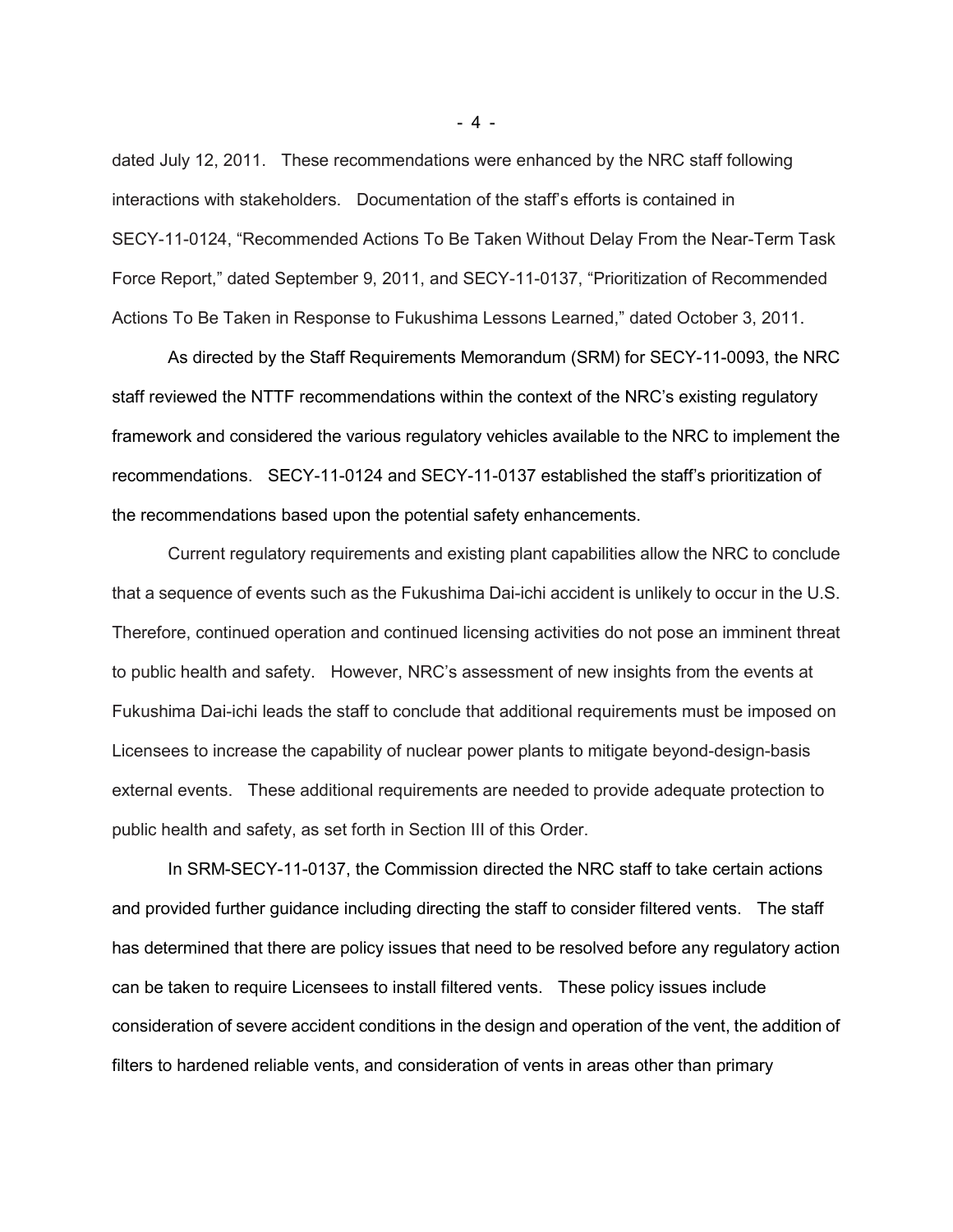dated July 12, 2011. These recommendations were enhanced by the NRC staff following interactions with stakeholders. Documentation of the staff's efforts is contained in SECY-11-0124, "Recommended Actions To Be Taken Without Delay From the Near-Term Task Force Report," dated September 9, 2011, and SECY-11-0137, "Prioritization of Recommended Actions To Be Taken in Response to Fukushima Lessons Learned," dated October 3, 2011.

As directed by the Staff Requirements Memorandum (SRM) for SECY-11-0093, the NRC staff reviewed the NTTF recommendations within the context of the NRC's existing regulatory framework and considered the various regulatory vehicles available to the NRC to implement the recommendations. SECY-11-0124 and SECY-11-0137 established the staff's prioritization of the recommendations based upon the potential safety enhancements.

Current regulatory requirements and existing plant capabilities allow the NRC to conclude that a sequence of events such as the Fukushima Dai-ichi accident is unlikely to occur in the U.S. Therefore, continued operation and continued licensing activities do not pose an imminent threat to public health and safety. However, NRC's assessment of new insights from the events at Fukushima Dai-ichi leads the staff to conclude that additional requirements must be imposed on Licensees to increase the capability of nuclear power plants to mitigate beyond-design-basis external events. These additional requirements are needed to provide adequate protection to public health and safety, as set forth in Section III of this Order.

In SRM-SECY-11-0137, the Commission directed the NRC staff to take certain actions and provided further guidance including directing the staff to consider filtered vents. The staff has determined that there are policy issues that need to be resolved before any regulatory action can be taken to require Licensees to install filtered vents. These policy issues include consideration of severe accident conditions in the design and operation of the vent, the addition of filters to hardened reliable vents, and consideration of vents in areas other than primary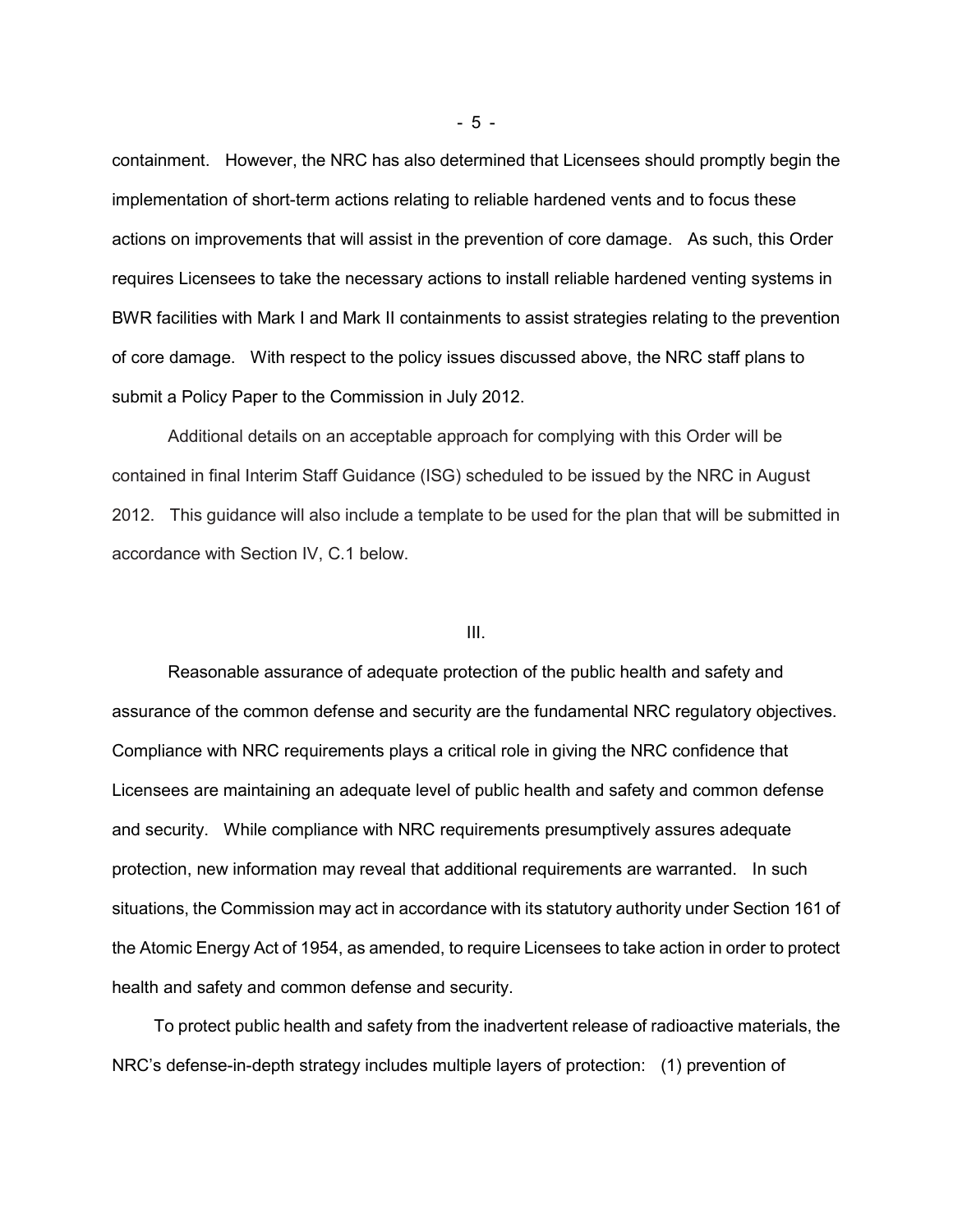containment. However, the NRC has also determined that Licensees should promptly begin the implementation of short-term actions relating to reliable hardened vents and to focus these actions on improvements that will assist in the prevention of core damage. As such, this Order requires Licensees to take the necessary actions to install reliable hardened venting systems in BWR facilities with Mark I and Mark II containments to assist strategies relating to the prevention of core damage. With respect to the policy issues discussed above, the NRC staff plans to submit a Policy Paper to the Commission in July 2012.

Additional details on an acceptable approach for complying with this Order will be contained in final Interim Staff Guidance (ISG) scheduled to be issued by the NRC in August 2012. This guidance will also include a template to be used for the plan that will be submitted in accordance with Section IV, C.1 below.

## III.

Reasonable assurance of adequate protection of the public health and safety and assurance of the common defense and security are the fundamental NRC regulatory objectives. Compliance with NRC requirements plays a critical role in giving the NRC confidence that Licensees are maintaining an adequate level of public health and safety and common defense and security. While compliance with NRC requirements presumptively assures adequate protection, new information may reveal that additional requirements are warranted. In such situations, the Commission may act in accordance with its statutory authority under Section 161 of the Atomic Energy Act of 1954, as amended, to require Licensees to take action in order to protect health and safety and common defense and security.

To protect public health and safety from the inadvertent release of radioactive materials, the NRC's defense-in-depth strategy includes multiple layers of protection: (1) prevention of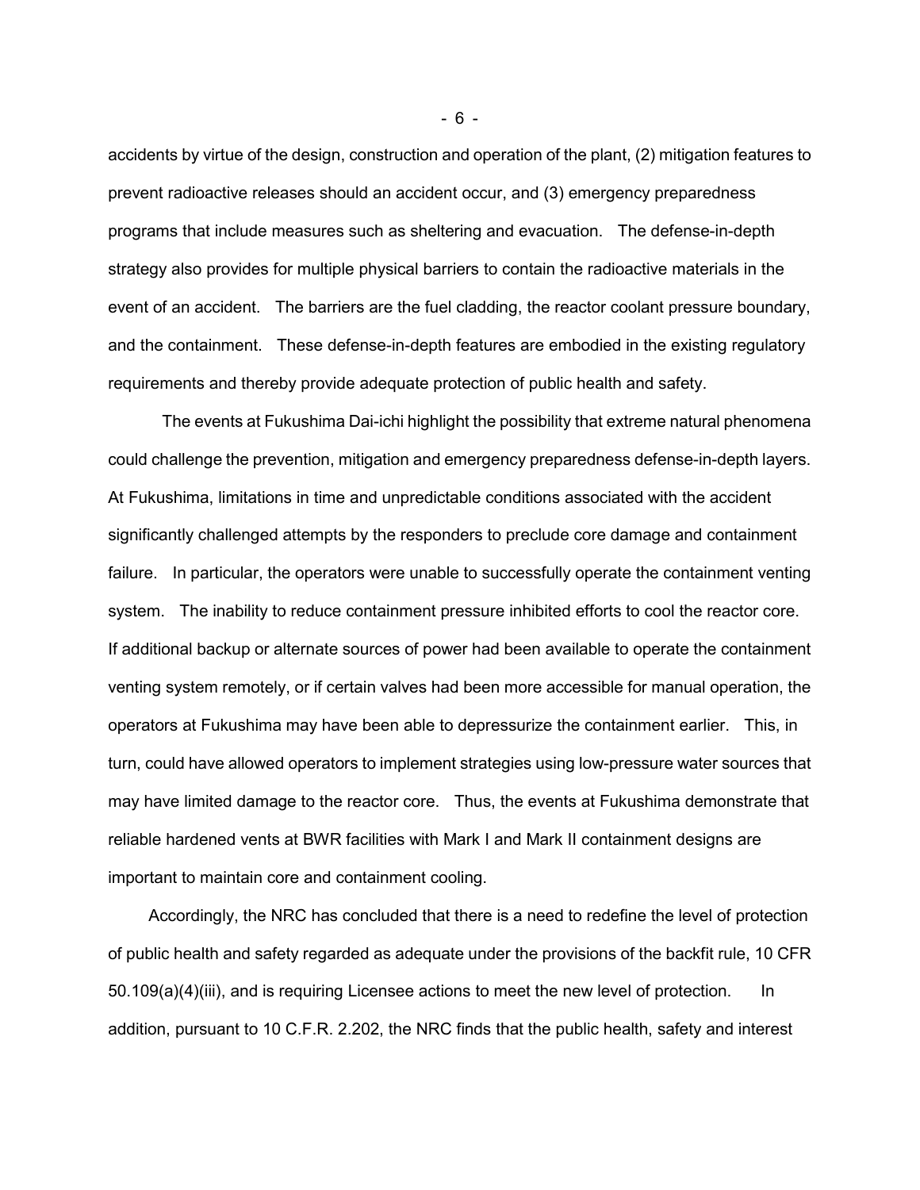accidents by virtue of the design, construction and operation of the plant, (2) mitigation features to prevent radioactive releases should an accident occur, and (3) emergency preparedness programs that include measures such as sheltering and evacuation. The defense-in-depth strategy also provides for multiple physical barriers to contain the radioactive materials in the event of an accident. The barriers are the fuel cladding, the reactor coolant pressure boundary, and the containment. These defense-in-depth features are embodied in the existing regulatory requirements and thereby provide adequate protection of public health and safety.

The events at Fukushima Dai-ichi highlight the possibility that extreme natural phenomena could challenge the prevention, mitigation and emergency preparedness defense-in-depth layers. At Fukushima, limitations in time and unpredictable conditions associated with the accident significantly challenged attempts by the responders to preclude core damage and containment failure. In particular, the operators were unable to successfully operate the containment venting system. The inability to reduce containment pressure inhibited efforts to cool the reactor core. If additional backup or alternate sources of power had been available to operate the containment venting system remotely, or if certain valves had been more accessible for manual operation, the operators at Fukushima may have been able to depressurize the containment earlier. This, in turn, could have allowed operators to implement strategies using low-pressure water sources that may have limited damage to the reactor core. Thus, the events at Fukushima demonstrate that reliable hardened vents at BWR facilities with Mark I and Mark II containment designs are important to maintain core and containment cooling.

Accordingly, the NRC has concluded that there is a need to redefine the level of protection of public health and safety regarded as adequate under the provisions of the backfit rule, 10 CFR 50.109(a)(4)(iii), and is requiring Licensee actions to meet the new level of protection. In addition, pursuant to 10 C.F.R. 2.202, the NRC finds that the public health, safety and interest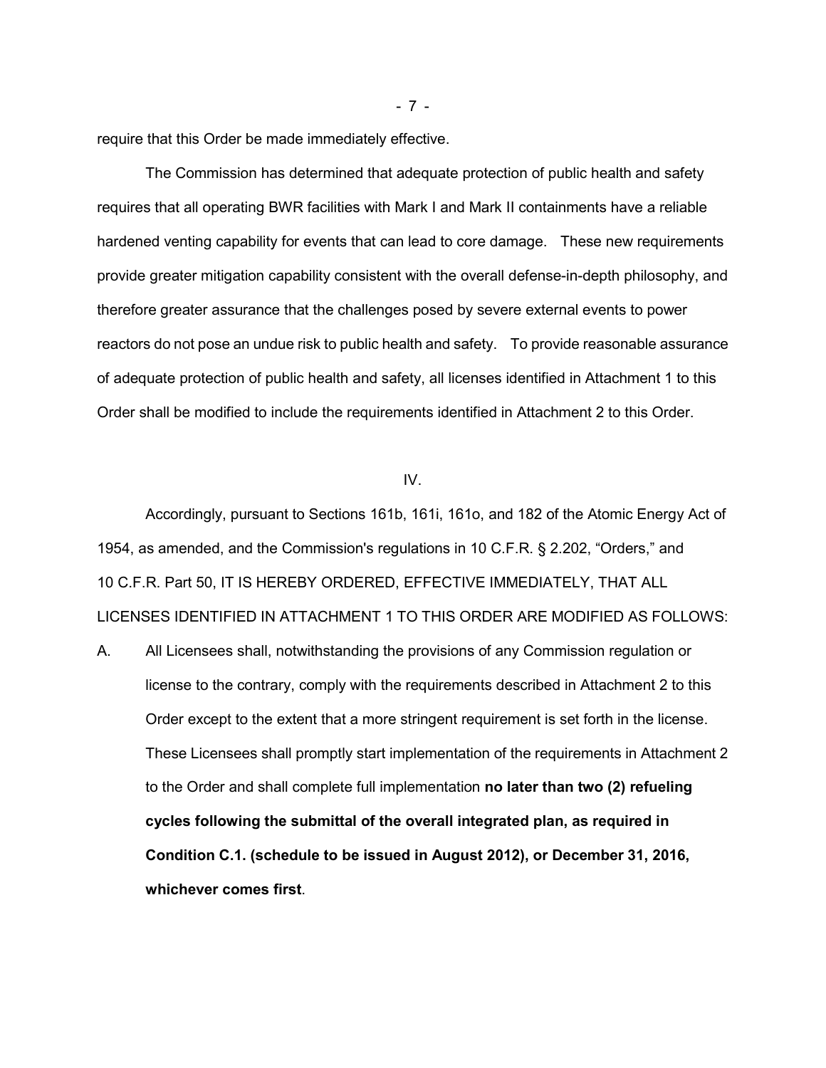require that this Order be made immediately effective.

The Commission has determined that adequate protection of public health and safety requires that all operating BWR facilities with Mark I and Mark II containments have a reliable hardened venting capability for events that can lead to core damage. These new requirements provide greater mitigation capability consistent with the overall defense-in-depth philosophy, and therefore greater assurance that the challenges posed by severe external events to power reactors do not pose an undue risk to public health and safety. To provide reasonable assurance of adequate protection of public health and safety, all licenses identified in Attachment 1 to this Order shall be modified to include the requirements identified in Attachment 2 to this Order.

## IV.

Accordingly, pursuant to Sections 161b, 161i, 161o, and 182 of the Atomic Energy Act of 1954, as amended, and the Commission's regulations in 10 C.F.R. § 2.202, "Orders," and 10 C.F.R. Part 50, IT IS HEREBY ORDERED, EFFECTIVE IMMEDIATELY, THAT ALL LICENSES IDENTIFIED IN ATTACHMENT 1 TO THIS ORDER ARE MODIFIED AS FOLLOWS:

A. All Licensees shall, notwithstanding the provisions of any Commission regulation or license to the contrary, comply with the requirements described in Attachment 2 to this Order except to the extent that a more stringent requirement is set forth in the license. These Licensees shall promptly start implementation of the requirements in Attachment 2 to the Order and shall complete full implementation **no later than two (2) refueling cycles following the submittal of the overall integrated plan, as required in Condition C.1. (schedule to be issued in August 2012), or December 31, 2016, whichever comes first**.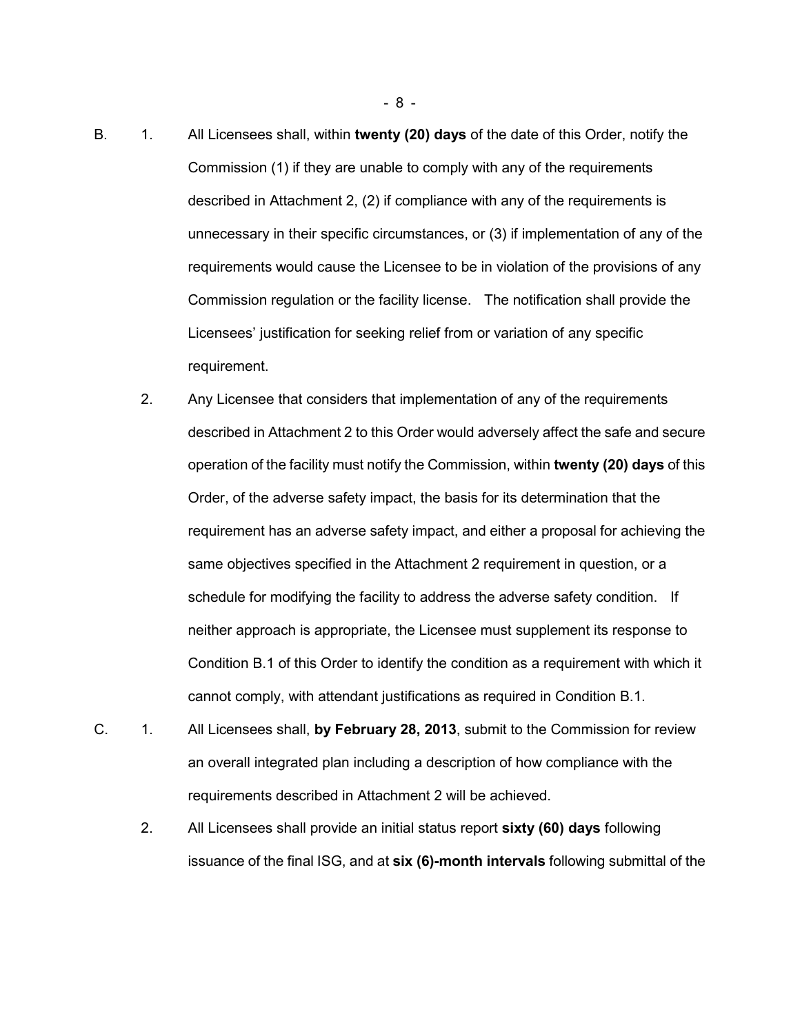B. 1. All Licensees shall, within **twenty (20) days** of the date of this Order, notify the Commission (1) if they are unable to comply with any of the requirements described in Attachment 2, (2) if compliance with any of the requirements is unnecessary in their specific circumstances, or (3) if implementation of any of the requirements would cause the Licensee to be in violation of the provisions of any Commission regulation or the facility license. The notification shall provide the Licensees' justification for seeking relief from or variation of any specific requirement.

2. Any Licensee that considers that implementation of any of the requirements described in Attachment 2 to this Order would adversely affect the safe and secure operation of the facility must notify the Commission, within **twenty (20) days** of this Order, of the adverse safety impact, the basis for its determination that the requirement has an adverse safety impact, and either a proposal for achieving the same objectives specified in the Attachment 2 requirement in question, or a schedule for modifying the facility to address the adverse safety condition. If neither approach is appropriate, the Licensee must supplement its response to Condition B.1 of this Order to identify the condition as a requirement with which it cannot comply, with attendant justifications as required in Condition B.1.

C. 1. All Licensees shall, **by February 28, 2013**, submit to the Commission for review an overall integrated plan including a description of how compliance with the requirements described in Attachment 2 will be achieved.

2. All Licensees shall provide an initial status report **sixty (60) days** following issuance of the final ISG, and at **six (6)-month intervals** following submittal of the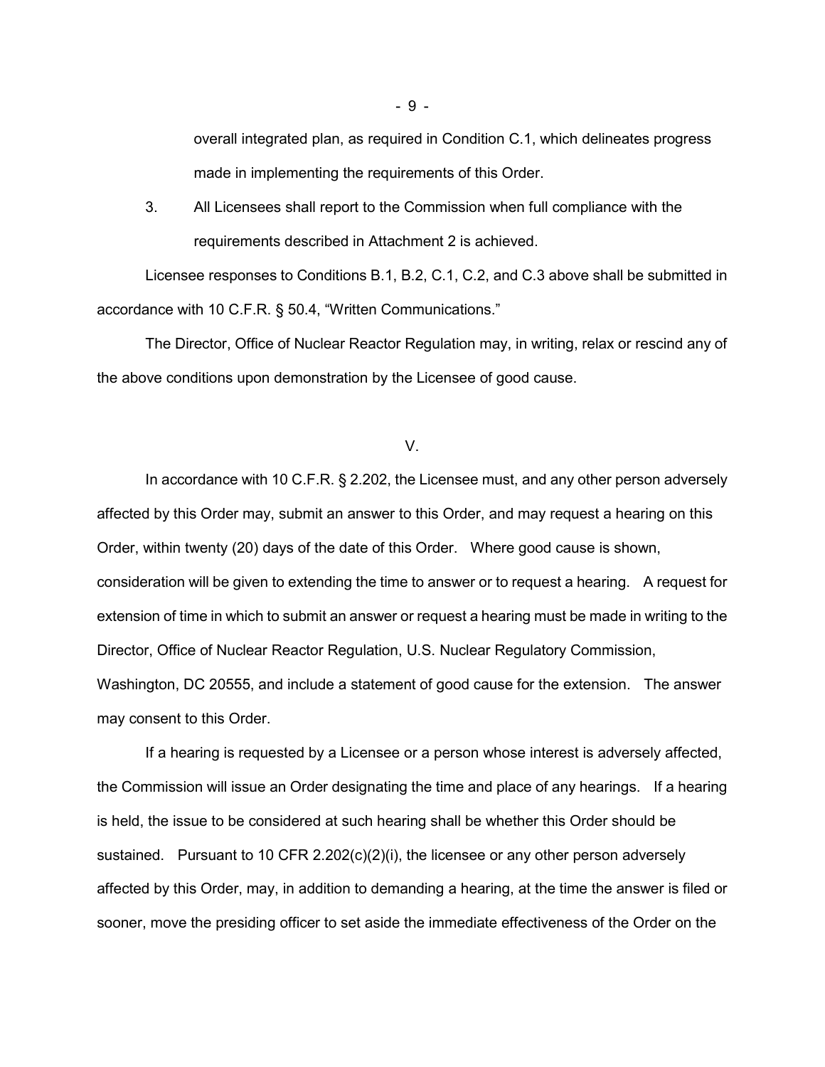overall integrated plan, as required in Condition C.1, which delineates progress made in implementing the requirements of this Order.

3. All Licensees shall report to the Commission when full compliance with the requirements described in Attachment 2 is achieved.

Licensee responses to Conditions B.1, B.2, C.1, C.2, and C.3 above shall be submitted in accordance with 10 C.F.R. § 50.4, "Written Communications."

The Director, Office of Nuclear Reactor Regulation may, in writing, relax or rescind any of the above conditions upon demonstration by the Licensee of good cause.

## V.

In accordance with 10 C.F.R. § 2.202, the Licensee must, and any other person adversely affected by this Order may, submit an answer to this Order, and may request a hearing on this Order, within twenty (20) days of the date of this Order. Where good cause is shown, consideration will be given to extending the time to answer or to request a hearing. A request for extension of time in which to submit an answer or request a hearing must be made in writing to the Director, Office of Nuclear Reactor Regulation, U.S. Nuclear Regulatory Commission, Washington, DC 20555, and include a statement of good cause for the extension. The answer may consent to this Order.

If a hearing is requested by a Licensee or a person whose interest is adversely affected, the Commission will issue an Order designating the time and place of any hearings. If a hearing is held, the issue to be considered at such hearing shall be whether this Order should be sustained. Pursuant to 10 CFR 2.202(c)(2)(i), the licensee or any other person adversely affected by this Order, may, in addition to demanding a hearing, at the time the answer is filed or sooner, move the presiding officer to set aside the immediate effectiveness of the Order on the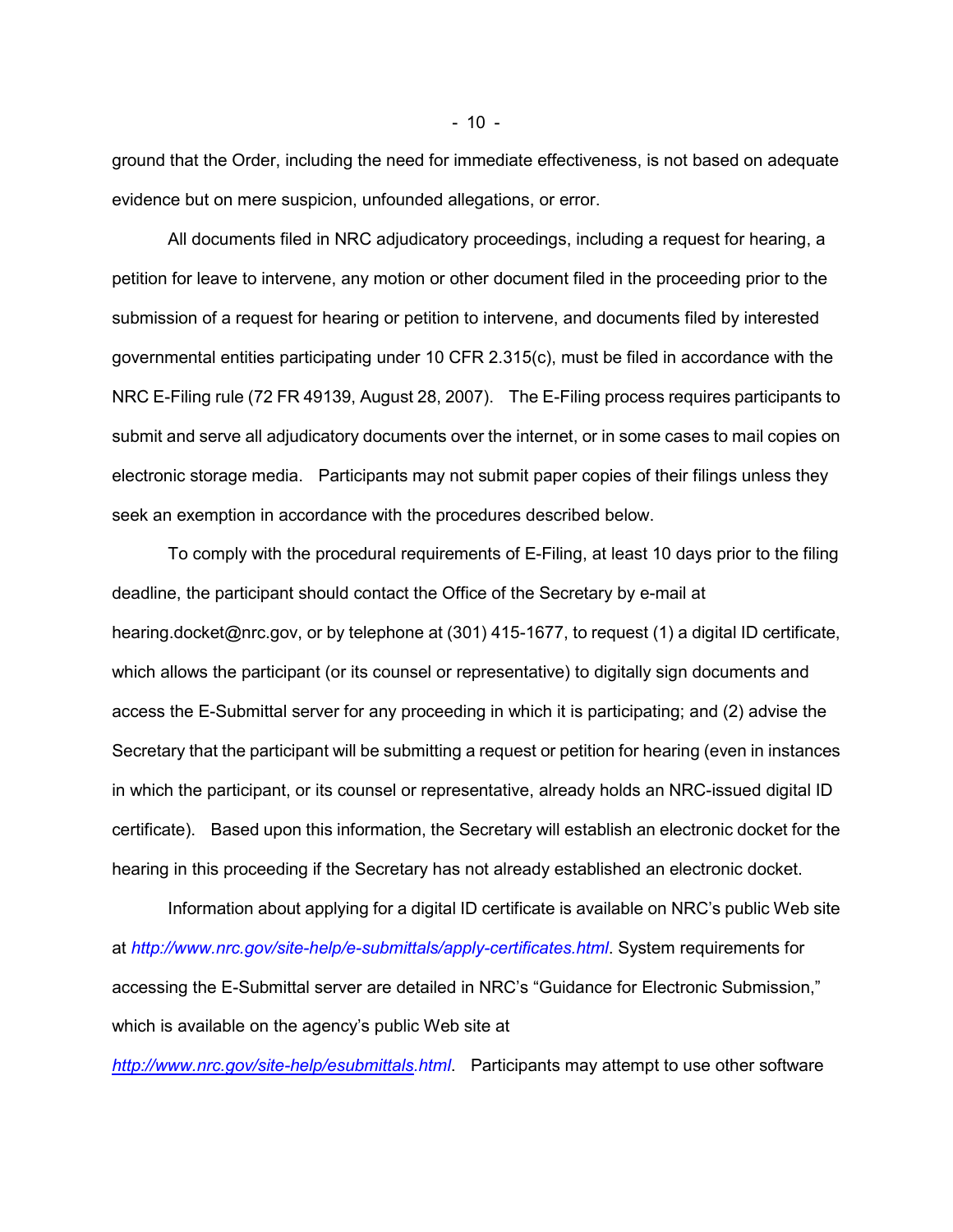ground that the Order, including the need for immediate effectiveness, is not based on adequate evidence but on mere suspicion, unfounded allegations, or error.

All documents filed in NRC adjudicatory proceedings, including a request for hearing, a petition for leave to intervene, any motion or other document filed in the proceeding prior to the submission of a request for hearing or petition to intervene, and documents filed by interested governmental entities participating under 10 CFR 2.315(c), must be filed in accordance with the NRC E-Filing rule (72 FR 49139, August 28, 2007). The E-Filing process requires participants to submit and serve all adjudicatory documents over the internet, or in some cases to mail copies on electronic storage media. Participants may not submit paper copies of their filings unless they seek an exemption in accordance with the procedures described below.

To comply with the procedural requirements of E-Filing, at least 10 days prior to the filing deadline, the participant should contact the Office of the Secretary by e-mail at hearing.docket@nrc.gov, or by telephone at (301) 415-1677, to request (1) a digital ID certificate, which allows the participant (or its counsel or representative) to digitally sign documents and access the E-Submittal server for any proceeding in which it is participating; and (2) advise the Secretary that the participant will be submitting a request or petition for hearing (even in instances in which the participant, or its counsel or representative, already holds an NRC-issued digital ID certificate). Based upon this information, the Secretary will establish an electronic docket for the hearing in this proceeding if the Secretary has not already established an electronic docket.

Information about applying for a digital ID certificate is available on NRC's public Web site at *http://www.nrc.gov/site-help/e-submittals/apply-certificates.html*. System requirements for accessing the E-Submittal server are detailed in NRC's "Guidance for Electronic Submission," which is available on the agency's public Web site at *http://www.nrc.gov/site-help/esubmittals.html*. Participants may attempt to use other software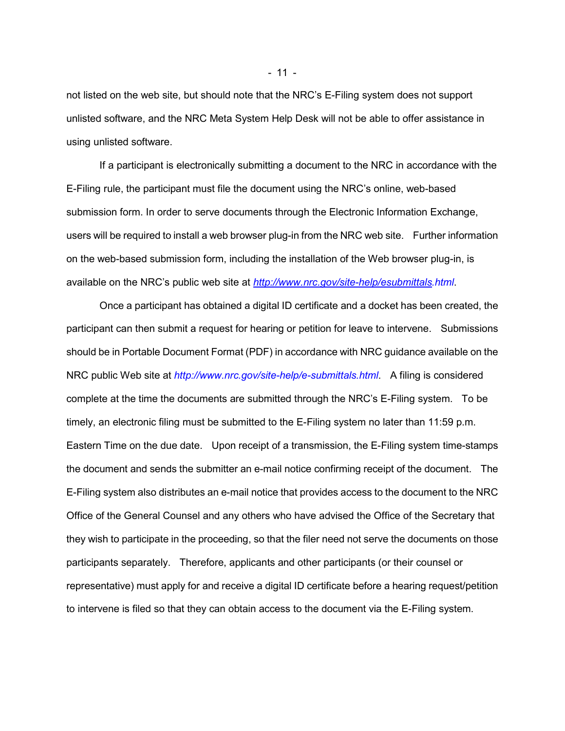not listed on the web site, but should note that the NRC's E-Filing system does not support unlisted software, and the NRC Meta System Help Desk will not be able to offer assistance in using unlisted software.

If a participant is electronically submitting a document to the NRC in accordance with the E-Filing rule, the participant must file the document using the NRC's online, web-based submission form. In order to serve documents through the Electronic Information Exchange, users will be required to install a web browser plug-in from the NRC web site. Further information on the web-based submission form, including the installation of the Web browser plug-in, is available on the NRC's public web site at *http://www.nrc.gov/site-help/esubmittals.html*.

Once a participant has obtained a digital ID certificate and a docket has been created, the participant can then submit a request for hearing or petition for leave to intervene. Submissions should be in Portable Document Format (PDF) in accordance with NRC guidance available on the NRC public Web site at *http://www.nrc.gov/site-help/e-submittals.html*. A filing is considered complete at the time the documents are submitted through the NRC's E-Filing system. To be timely, an electronic filing must be submitted to the E-Filing system no later than 11:59 p.m. Eastern Time on the due date. Upon receipt of a transmission, the E-Filing system time-stamps the document and sends the submitter an e-mail notice confirming receipt of the document. The E-Filing system also distributes an e-mail notice that provides access to the document to the NRC Office of the General Counsel and any others who have advised the Office of the Secretary that they wish to participate in the proceeding, so that the filer need not serve the documents on those participants separately. Therefore, applicants and other participants (or their counsel or representative) must apply for and receive a digital ID certificate before a hearing request/petition to intervene is filed so that they can obtain access to the document via the E-Filing system.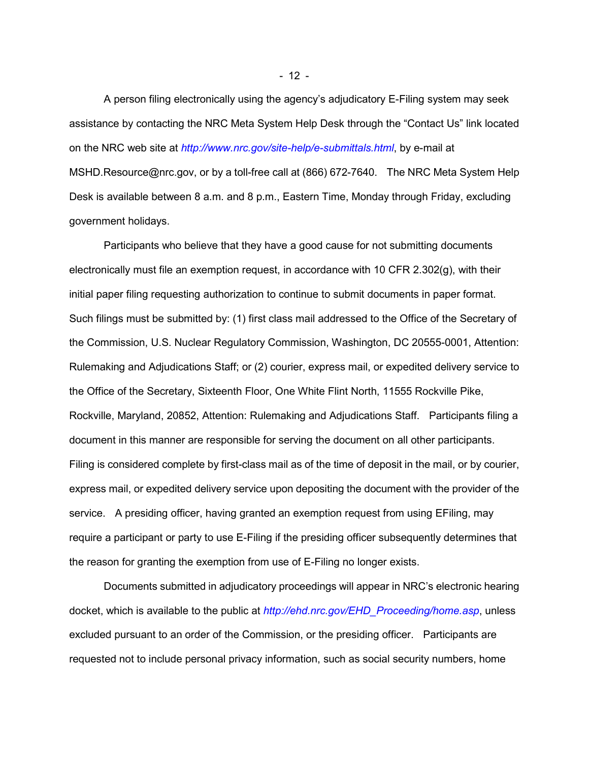A person filing electronically using the agency's adjudicatory E-Filing system may seek assistance by contacting the NRC Meta System Help Desk through the "Contact Us" link located on the NRC web site at *http://www.nrc.gov/site-help/e-submittals.html*, by e-mail at MSHD.Resource@nrc.gov, or by a toll-free call at (866) 672-7640. The NRC Meta System Help Desk is available between 8 a.m. and 8 p.m., Eastern Time, Monday through Friday, excluding government holidays.

Participants who believe that they have a good cause for not submitting documents electronically must file an exemption request, in accordance with 10 CFR 2.302(g), with their initial paper filing requesting authorization to continue to submit documents in paper format. Such filings must be submitted by: (1) first class mail addressed to the Office of the Secretary of the Commission, U.S. Nuclear Regulatory Commission, Washington, DC 20555-0001, Attention: Rulemaking and Adjudications Staff; or (2) courier, express mail, or expedited delivery service to the Office of the Secretary, Sixteenth Floor, One White Flint North, 11555 Rockville Pike, Rockville, Maryland, 20852, Attention: Rulemaking and Adjudications Staff. Participants filing a document in this manner are responsible for serving the document on all other participants. Filing is considered complete by first-class mail as of the time of deposit in the mail, or by courier, express mail, or expedited delivery service upon depositing the document with the provider of the service. A presiding officer, having granted an exemption request from using EFiling, may require a participant or party to use E-Filing if the presiding officer subsequently determines that the reason for granting the exemption from use of E-Filing no longer exists.

Documents submitted in adjudicatory proceedings will appear in NRC's electronic hearing docket, which is available to the public at *http://ehd.nrc.gov/EHD_Proceeding/home.asp*, unless excluded pursuant to an order of the Commission, or the presiding officer. Participants are requested not to include personal privacy information, such as social security numbers, home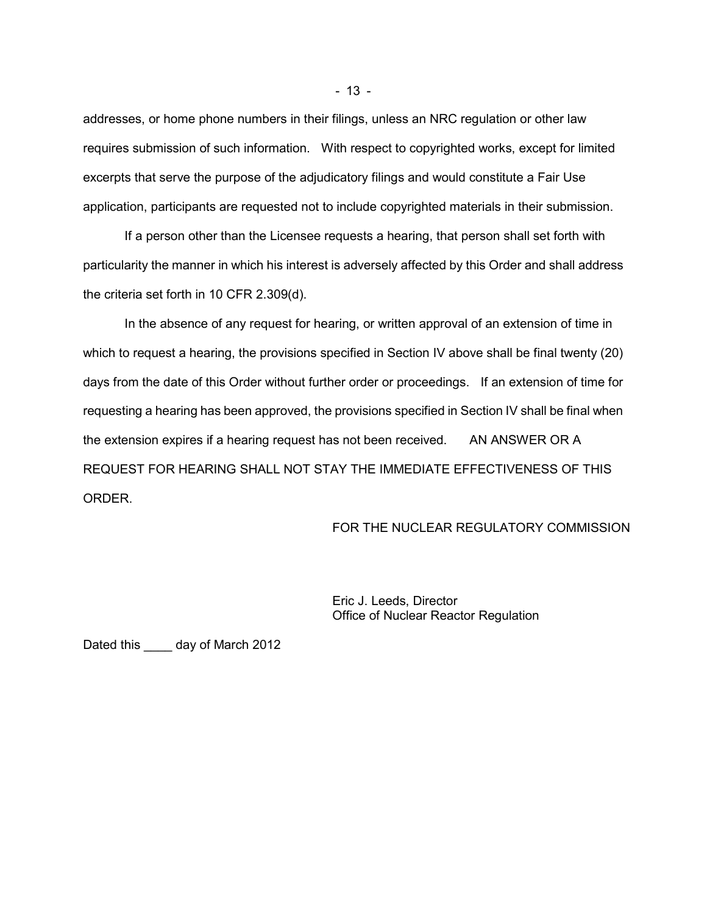addresses, or home phone numbers in their filings, unless an NRC regulation or other law requires submission of such information. With respect to copyrighted works, except for limited excerpts that serve the purpose of the adjudicatory filings and would constitute a Fair Use application, participants are requested not to include copyrighted materials in their submission.

If a person other than the Licensee requests a hearing, that person shall set forth with particularity the manner in which his interest is adversely affected by this Order and shall address the criteria set forth in 10 CFR 2.309(d).

In the absence of any request for hearing, or written approval of an extension of time in which to request a hearing, the provisions specified in Section IV above shall be final twenty (20) days from the date of this Order without further order or proceedings. If an extension of time for requesting a hearing has been approved, the provisions specified in Section IV shall be final when the extension expires if a hearing request has not been received. AN ANSWER OR A REQUEST FOR HEARING SHALL NOT STAY THE IMMEDIATE EFFECTIVENESS OF THIS ORDER.

FOR THE NUCLEAR REGULATORY COMMISSION

Eric J. Leeds, Director
Office of Nuclear Reactor Regulation

Dated this ____ day of March 2012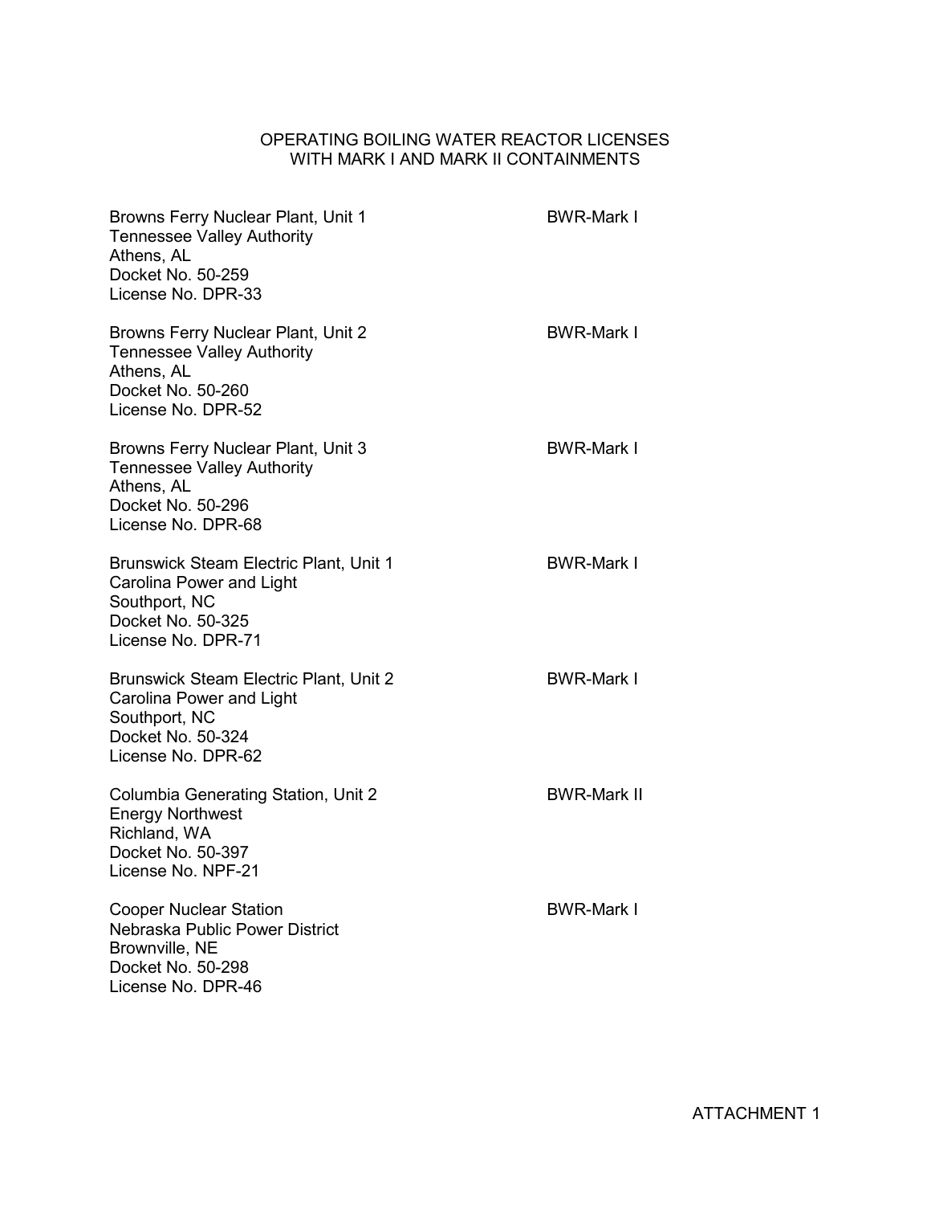# OPERATING BOILING WATER REACTOR LICENSES WITH MARK I AND MARK II CONTAINMENTS

| Facility | Containment |
| --- | --- |
| Browns Ferry Nuclear Plant, Unit 1<br>Tennessee Valley Authority<br>Athens, AL<br>Docket No. 50-259<br>License No. DPR-33 | BWR-Mark I |
| Browns Ferry Nuclear Plant, Unit 2<br>Tennessee Valley Authority<br>Athens, AL<br>Docket No. 50-260<br>License No. DPR-52 | BWR-Mark I |
| Browns Ferry Nuclear Plant, Unit 3<br>Tennessee Valley Authority<br>Athens, AL<br>Docket No. 50-296<br>License No. DPR-68 | BWR-Mark I |
| Brunswick Steam Electric Plant, Unit 1<br>Carolina Power and Light<br>Southport, NC<br>Docket No. 50-325<br>License No. DPR-71 | BWR-Mark I |
| Brunswick Steam Electric Plant, Unit 2<br>Carolina Power and Light<br>Southport, NC<br>Docket No. 50-324<br>License No. DPR-62 | BWR-Mark I |
| Columbia Generating Station, Unit 2<br>Energy Northwest<br>Richland, WA<br>Docket No. 50-397<br>License No. NPF-21 | BWR-Mark II |
| Cooper Nuclear Station<br>Nebraska Public Power District<br>Brownville, NE<br>Docket No. 50-298<br>License No. DPR-46 | BWR-Mark I |

ATTACHMENT 1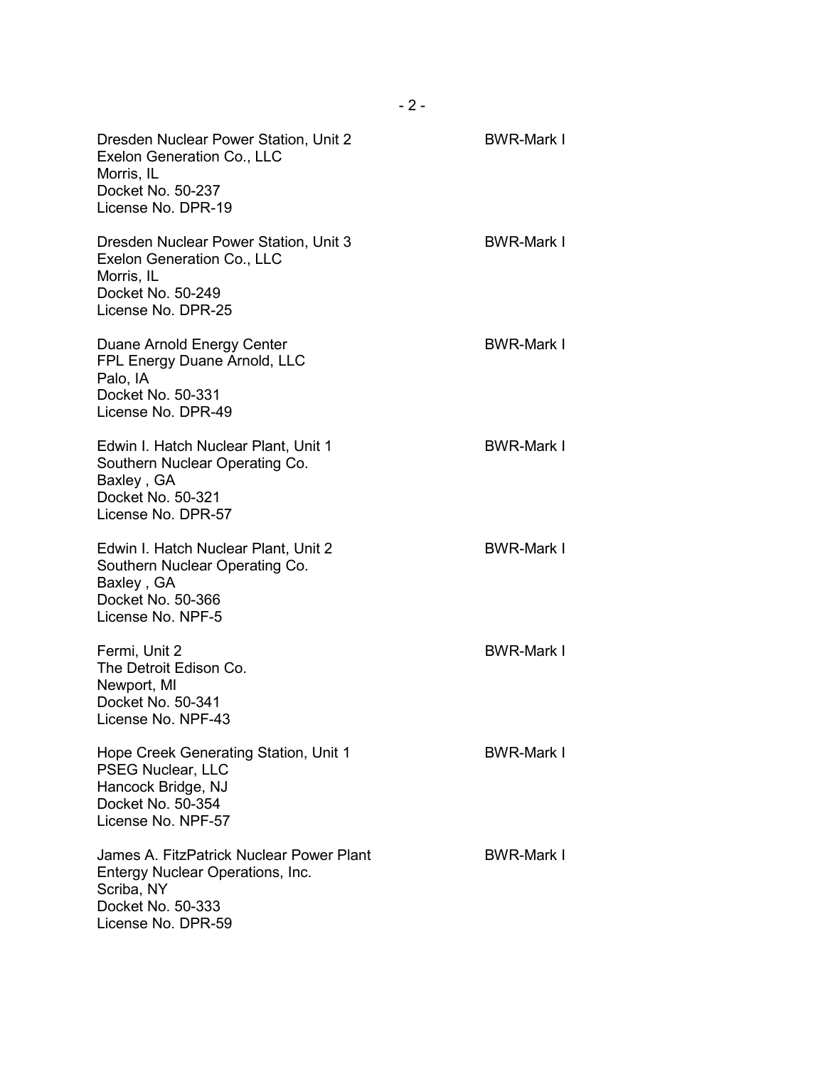Dresden Nuclear Power Station, Unit 2 BWR-Mark I
Exelon Generation Co., LLC
Morris, IL
Docket No. 50-237
License No. DPR-19

Dresden Nuclear Power Station, Unit 3 BWR-Mark I
Exelon Generation Co., LLC
Morris, IL
Docket No. 50-249
License No. DPR-25

Duane Arnold Energy Center BWR-Mark I
FPL Energy Duane Arnold, LLC
Palo, IA
Docket No. 50-331
License No. DPR-49

Edwin I. Hatch Nuclear Plant, Unit 1 BWR-Mark I
Southern Nuclear Operating Co.
Baxley , GA
Docket No. 50-321
License No. DPR-57

Edwin I. Hatch Nuclear Plant, Unit 2 BWR-Mark I
Southern Nuclear Operating Co.
Baxley , GA
Docket No. 50-366
License No. NPF-5

Fermi, Unit 2 BWR-Mark I
The Detroit Edison Co.
Newport, MI
Docket No. 50-341
License No. NPF-43

Hope Creek Generating Station, Unit 1 BWR-Mark I
PSEG Nuclear, LLC
Hancock Bridge, NJ
Docket No. 50-354
License No. NPF-57

James A. FitzPatrick Nuclear Power Plant BWR-Mark I
Entergy Nuclear Operations, Inc.
Scriba, NY
Docket No. 50-333
License No. DPR-59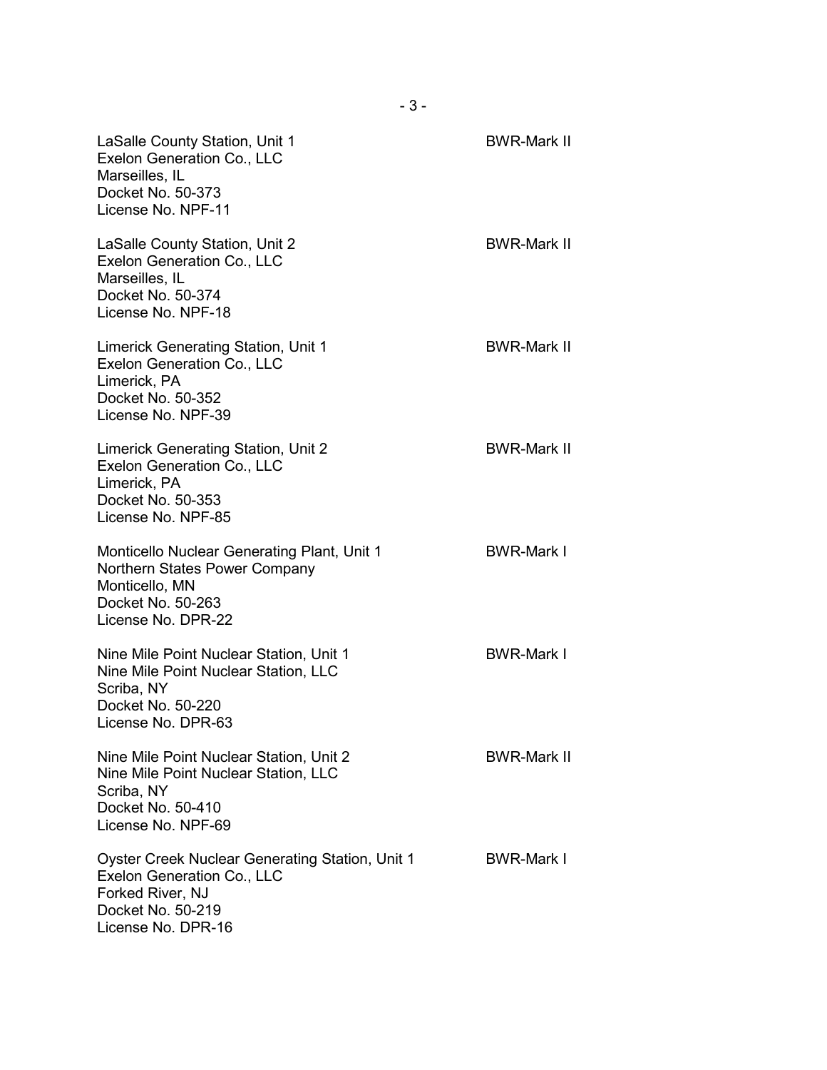LaSalle County Station, Unit 1 BWR-Mark II
Exelon Generation Co., LLC
Marseilles, IL
Docket No. 50-373
License No. NPF-11

LaSalle County Station, Unit 2 BWR-Mark II
Exelon Generation Co., LLC
Marseilles, IL
Docket No. 50-374
License No. NPF-18

Limerick Generating Station, Unit 1 BWR-Mark II
Exelon Generation Co., LLC
Limerick, PA
Docket No. 50-352
License No. NPF-39

Limerick Generating Station, Unit 2 BWR-Mark II
Exelon Generation Co., LLC
Limerick, PA
Docket No. 50-353
License No. NPF-85

Monticello Nuclear Generating Plant, Unit 1 BWR-Mark I
Northern States Power Company
Monticello, MN
Docket No. 50-263
License No. DPR-22

Nine Mile Point Nuclear Station, Unit 1 BWR-Mark I
Nine Mile Point Nuclear Station, LLC
Scriba, NY
Docket No. 50-220
License No. DPR-63

Nine Mile Point Nuclear Station, Unit 2 BWR-Mark II
Nine Mile Point Nuclear Station, LLC
Scriba, NY
Docket No. 50-410
License No. NPF-69

Oyster Creek Nuclear Generating Station, Unit 1 BWR-Mark I
Exelon Generation Co., LLC
Forked River, NJ
Docket No. 50-219
License No. DPR-16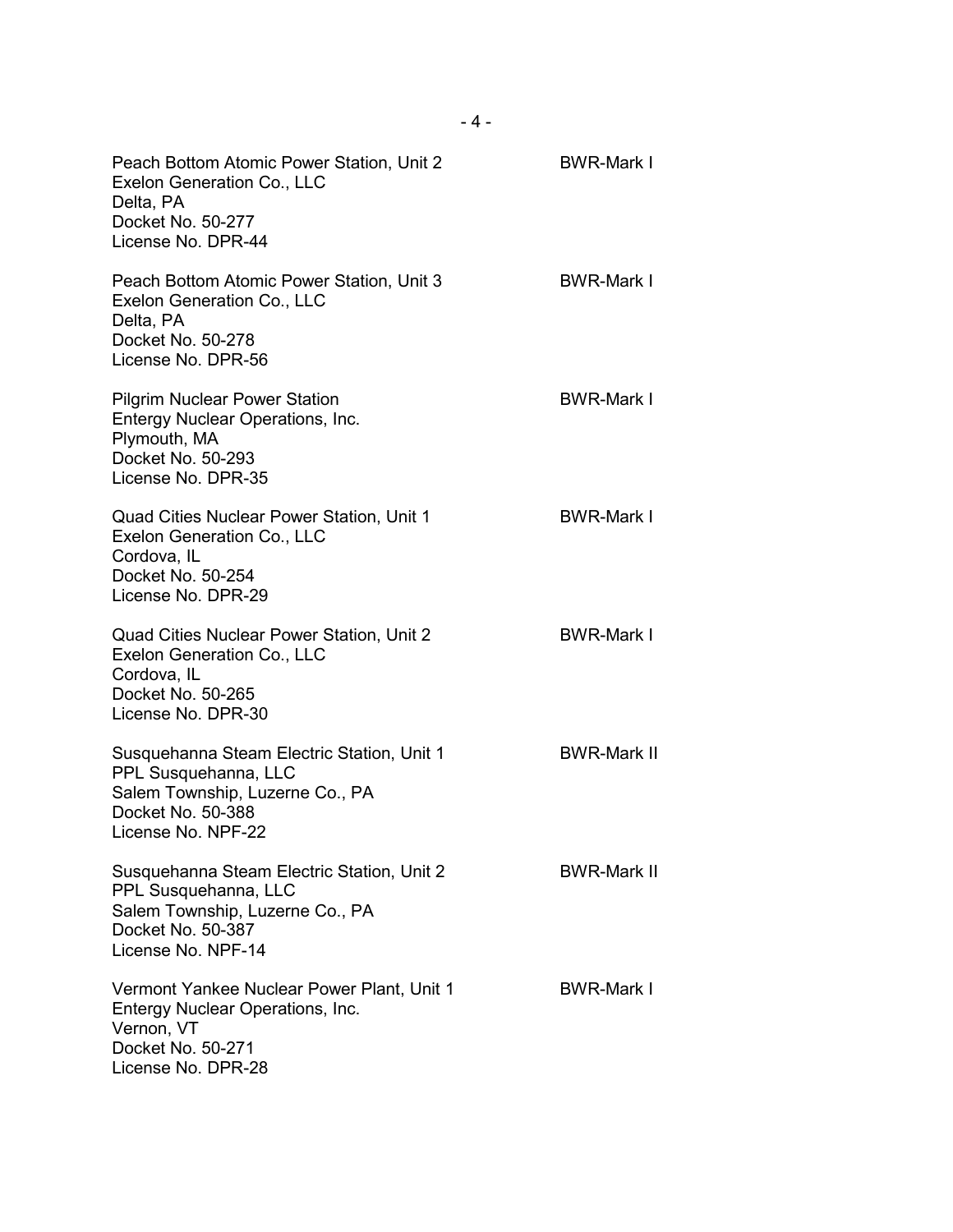Peach Bottom Atomic Power Station, Unit 2 BWR-Mark I
Exelon Generation Co., LLC
Delta, PA
Docket No. 50-277
License No. DPR-44

Peach Bottom Atomic Power Station, Unit 3 BWR-Mark I
Exelon Generation Co., LLC
Delta, PA
Docket No. 50-278
License No. DPR-56

Pilgrim Nuclear Power Station BWR-Mark I
Entergy Nuclear Operations, Inc.
Plymouth, MA
Docket No. 50-293
License No. DPR-35

Quad Cities Nuclear Power Station, Unit 1 BWR-Mark I
Exelon Generation Co., LLC
Cordova, IL
Docket No. 50-254
License No. DPR-29

Quad Cities Nuclear Power Station, Unit 2 BWR-Mark I
Exelon Generation Co., LLC
Cordova, IL
Docket No. 50-265
License No. DPR-30

Susquehanna Steam Electric Station, Unit 1 BWR-Mark II
PPL Susquehanna, LLC
Salem Township, Luzerne Co., PA
Docket No. 50-388
License No. NPF-22

Susquehanna Steam Electric Station, Unit 2 BWR-Mark II
PPL Susquehanna, LLC
Salem Township, Luzerne Co., PA
Docket No. 50-387
License No. NPF-14

Vermont Yankee Nuclear Power Plant, Unit 1 BWR-Mark I
Entergy Nuclear Operations, Inc.
Vernon, VT
Docket No. 50-271
License No. DPR-28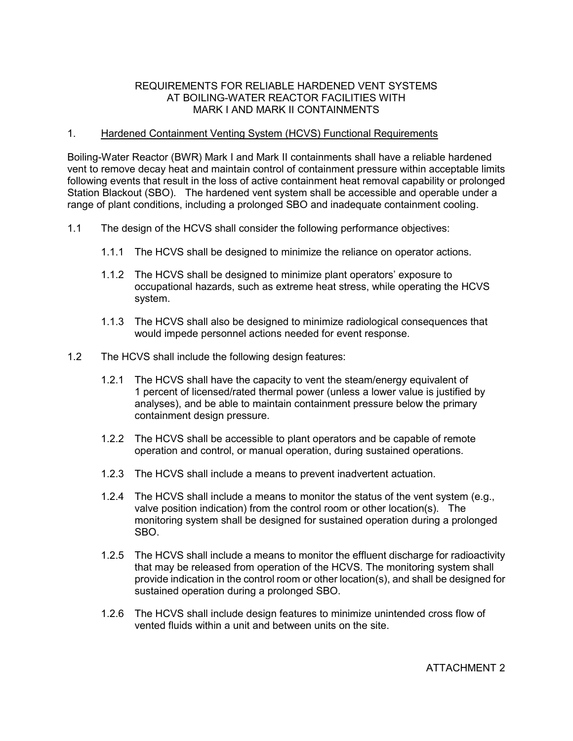# REQUIREMENTS FOR RELIABLE HARDENED VENT SYSTEMS AT BOILING-WATER REACTOR FACILITIES WITH MARK I AND MARK II CONTAINMENTS

## 1. Hardened Containment Venting System (HCVS) Functional Requirements

Boiling-Water Reactor (BWR) Mark I and Mark II containments shall have a reliable hardened vent to remove decay heat and maintain control of containment pressure within acceptable limits following events that result in the loss of active containment heat removal capability or prolonged Station Blackout (SBO). The hardened vent system shall be accessible and operable under a range of plant conditions, including a prolonged SBO and inadequate containment cooling.

1.1 The design of the HCVS shall consider the following performance objectives:

1.1.1 The HCVS shall be designed to minimize the reliance on operator actions.

1.1.2 The HCVS shall be designed to minimize plant operators' exposure to occupational hazards, such as extreme heat stress, while operating the HCVS system.

1.1.3 The HCVS shall also be designed to minimize radiological consequences that would impede personnel actions needed for event response.

1.2 The HCVS shall include the following design features:

1.2.1 The HCVS shall have the capacity to vent the steam/energy equivalent of 1 percent of licensed/rated thermal power (unless a lower value is justified by analyses), and be able to maintain containment pressure below the primary containment design pressure.

1.2.2 The HCVS shall be accessible to plant operators and be capable of remote operation and control, or manual operation, during sustained operations.

1.2.3 The HCVS shall include a means to prevent inadvertent actuation.

1.2.4 The HCVS shall include a means to monitor the status of the vent system (e.g., valve position indication) from the control room or other location(s). The monitoring system shall be designed for sustained operation during a prolonged SBO.

1.2.5 The HCVS shall include a means to monitor the effluent discharge for radioactivity that may be released from operation of the HCVS. The monitoring system shall provide indication in the control room or other location(s), and shall be designed for sustained operation during a prolonged SBO.

1.2.6 The HCVS shall include design features to minimize unintended cross flow of vented fluids within a unit and between units on the site.

ATTACHMENT 2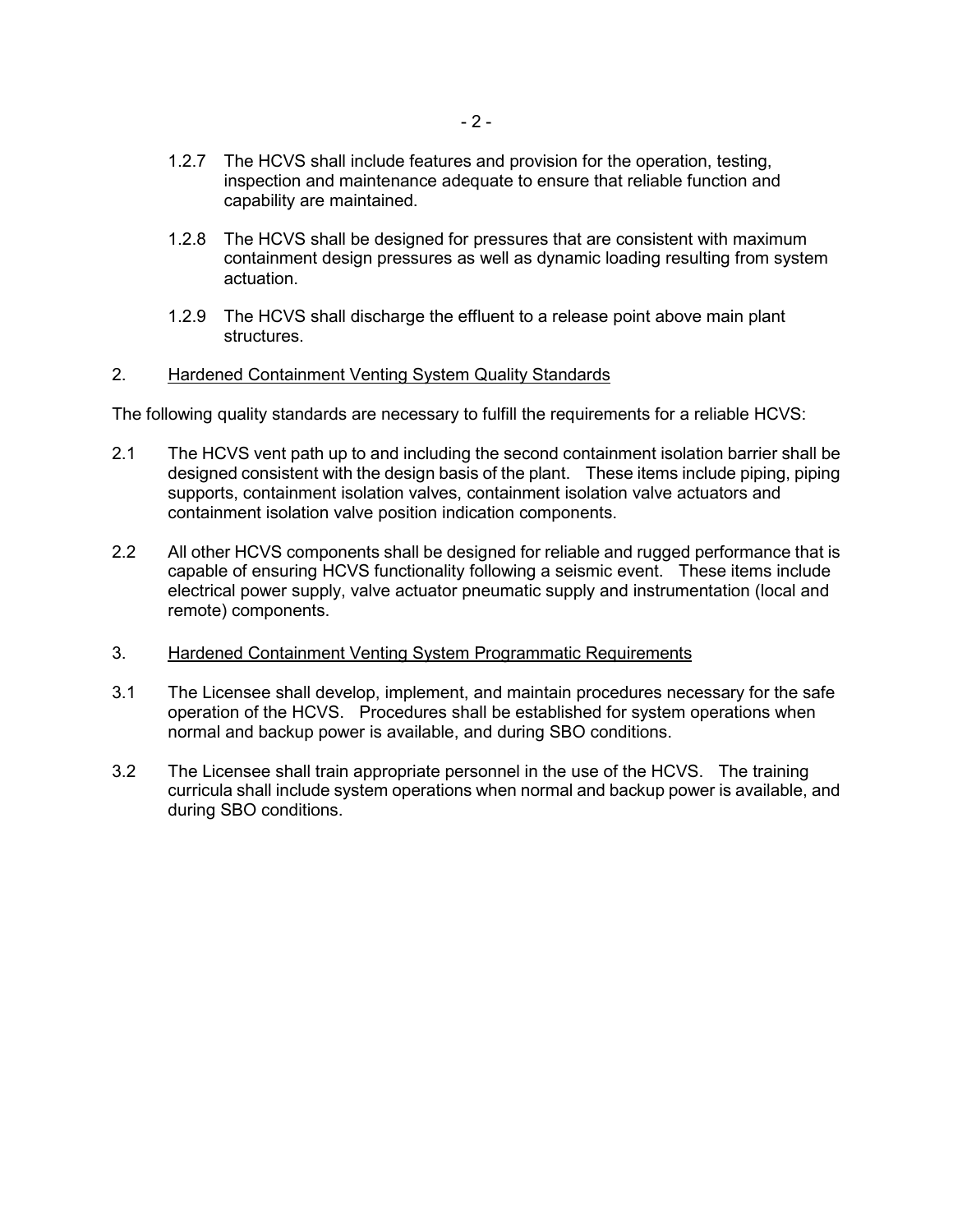1.2.7 The HCVS shall include features and provision for the operation, testing, inspection and maintenance adequate to ensure that reliable function and capability are maintained.

1.2.8 The HCVS shall be designed for pressures that are consistent with maximum containment design pressures as well as dynamic loading resulting from system actuation.

1.2.9 The HCVS shall discharge the effluent to a release point above main plant structures.

2. Hardened Containment Venting System Quality Standards

The following quality standards are necessary to fulfill the requirements for a reliable HCVS:

2.1 The HCVS vent path up to and including the second containment isolation barrier shall be designed consistent with the design basis of the plant. These items include piping, piping supports, containment isolation valves, containment isolation valve actuators and containment isolation valve position indication components.

2.2 All other HCVS components shall be designed for reliable and rugged performance that is capable of ensuring HCVS functionality following a seismic event. These items include electrical power supply, valve actuator pneumatic supply and instrumentation (local and remote) components.

3. Hardened Containment Venting System Programmatic Requirements

3.1 The Licensee shall develop, implement, and maintain procedures necessary for the safe operation of the HCVS. Procedures shall be established for system operations when normal and backup power is available, and during SBO conditions.

3.2 The Licensee shall train appropriate personnel in the use of the HCVS. The training curricula shall include system operations when normal and backup power is available, and during SBO conditions.